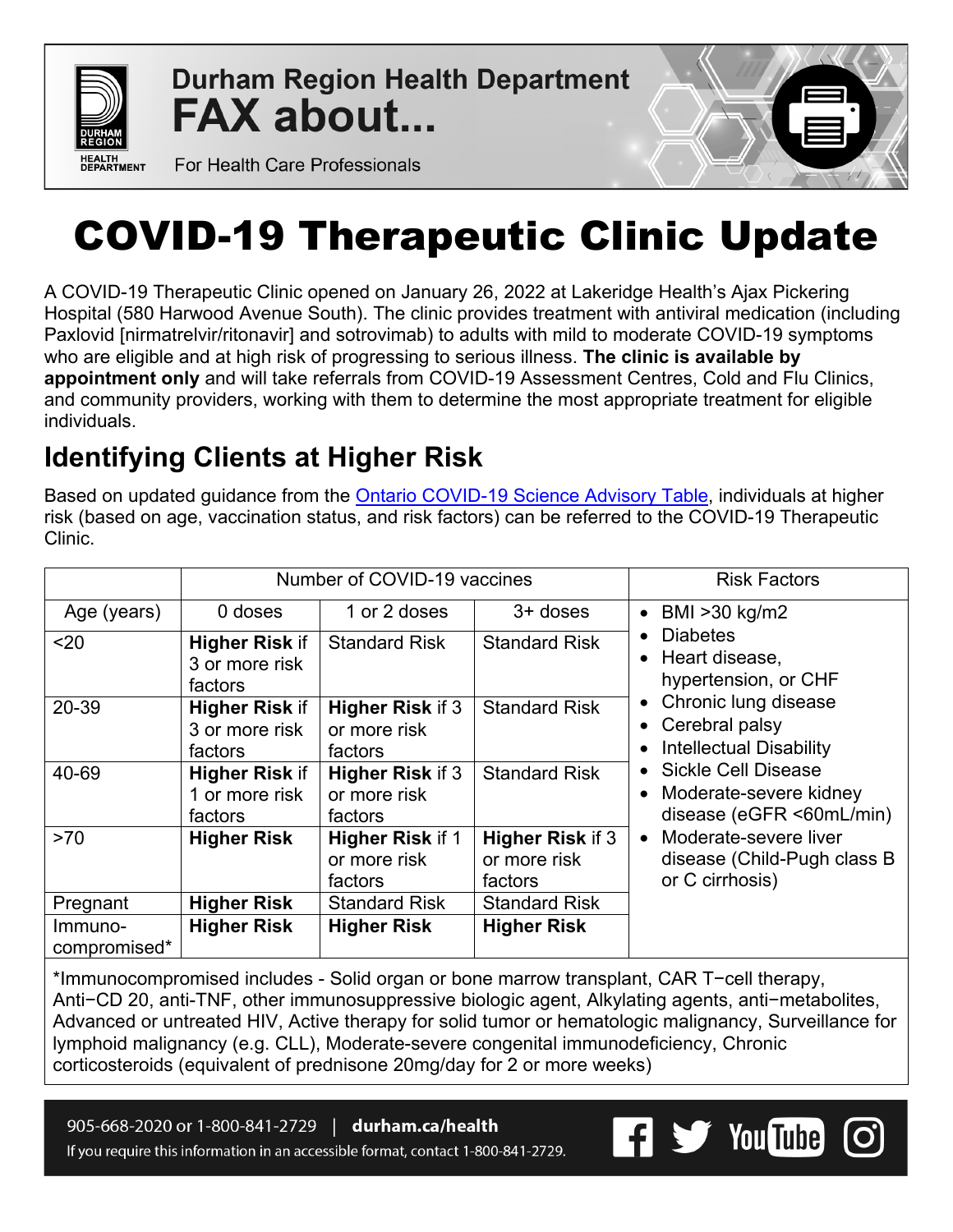Durham Region Health Department
**FAX about...**
For Health Care Professionals

# COVID-19 Therapeutic Clinic Update

A COVID-19 Therapeutic Clinic opened on January 26, 2022 at Lakeridge Health's Ajax Pickering Hospital (580 Harwood Avenue South). The clinic provides treatment with antiviral medication (including Paxlovid [nirmatrelvir/ritonavir] and sotrovimab) to adults with mild to moderate COVID-19 symptoms who are eligible and at high risk of progressing to serious illness. **The clinic is available by appointment only** and will take referrals from COVID-19 Assessment Centres, Cold and Flu Clinics, and community providers, working with them to determine the most appropriate treatment for eligible individuals.

## Identifying Clients at Higher Risk

Based on updated guidance from the Ontario COVID-19 Science Advisory Table, individuals at higher risk (based on age, vaccination status, and risk factors) can be referred to the COVID-19 Therapeutic Clinic.

| | Number of COVID-19 vaccines | | | Risk Factors |
|---|---|---|---|---|
| Age (years) | 0 doses | 1 or 2 doses | 3+ doses | • BMI >30 kg/m2<br>• Diabetes<br>• Heart disease, hypertension, or CHF<br>• Chronic lung disease<br>• Cerebral palsy<br>• Intellectual Disability<br>• Sickle Cell Disease<br>• Moderate-severe kidney disease (eGFR <60mL/min)<br>• Moderate-severe liver disease (Child-Pugh class B or C cirrhosis) |
| <20 | **Higher Risk** if 3 or more risk factors | Standard Risk | Standard Risk | |
| 20-39 | **Higher Risk** if 3 or more risk factors | **Higher Risk** if 3 or more risk factors | Standard Risk | |
| 40-69 | **Higher Risk** if 1 or more risk factors | **Higher Risk** if 3 or more risk factors | Standard Risk | |
| >70 | **Higher Risk** | **Higher Risk** if 1 or more risk factors | **Higher Risk** if 3 or more risk factors | |
| Pregnant | **Higher Risk** | Standard Risk | Standard Risk | |
| Immuno-compromised* | **Higher Risk** | **Higher Risk** | **Higher Risk** | |

*Immunocompromised includes - Solid organ or bone marrow transplant, CAR T−cell therapy, Anti−CD 20, anti-TNF, other immunosuppressive biologic agent, Alkylating agents, anti−metabolites, Advanced or untreated HIV, Active therapy for solid tumor or hematologic malignancy, Surveillance for lymphoid malignancy (e.g. CLL), Moderate-severe congenital immunodeficiency, Chronic corticosteroids (equivalent of prednisone 20mg/day for 2 or more weeks)

905-668-2020 or 1-800-841-2729 | **durham.ca/health**
If you require this information in an accessible format, contact 1-800-841-2729.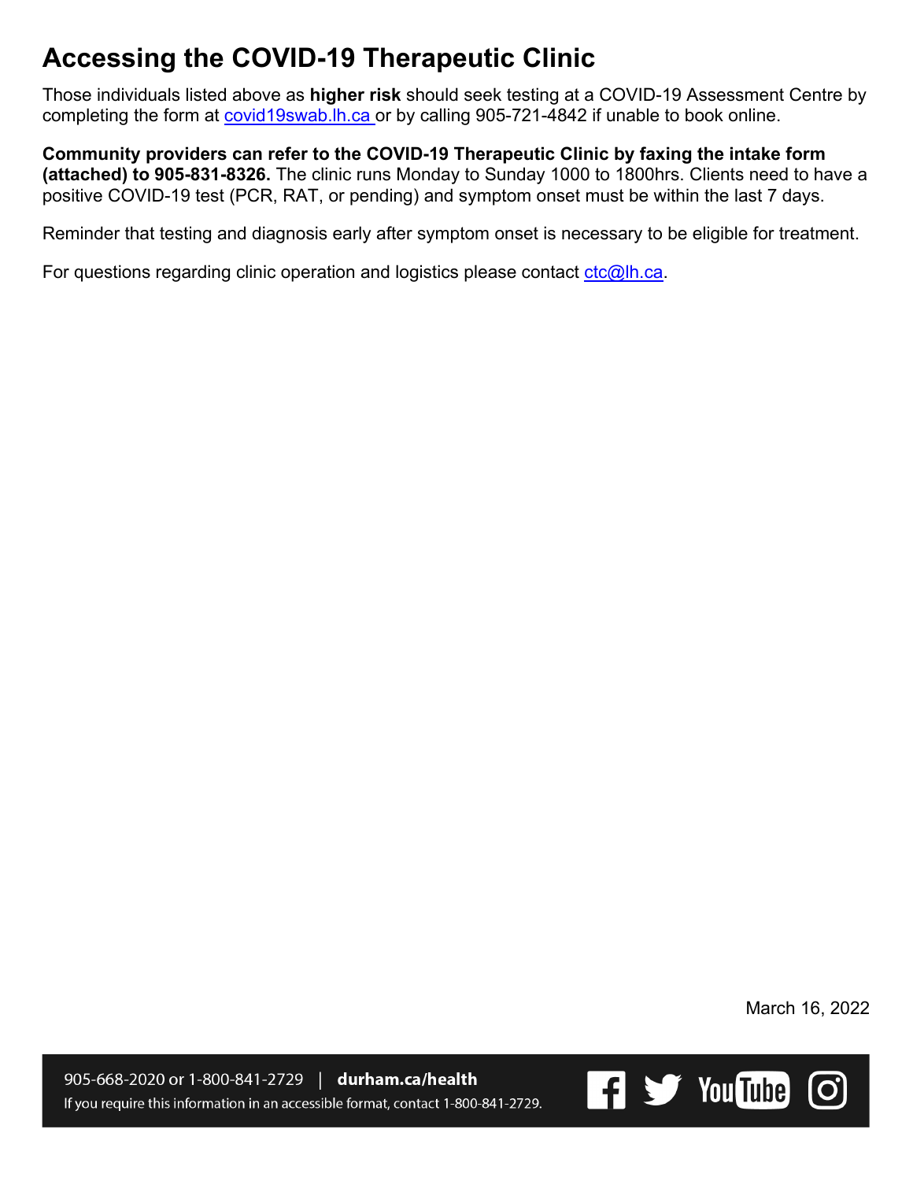# Accessing the COVID-19 Therapeutic Clinic

Those individuals listed above as **higher risk** should seek testing at a COVID-19 Assessment Centre by completing the form at covid19swab.lh.ca or by calling 905-721-4842 if unable to book online.

**Community providers can refer to the COVID-19 Therapeutic Clinic by faxing the intake form (attached) to 905-831-8326.** The clinic runs Monday to Sunday 1000 to 1800hrs. Clients need to have a positive COVID-19 test (PCR, RAT, or pending) and symptom onset must be within the last 7 days.

Reminder that testing and diagnosis early after symptom onset is necessary to be eligible for treatment.

For questions regarding clinic operation and logistics please contact ctc@lh.ca.

March 16, 2022

905-668-2020 or 1-800-841-2729 | **durham.ca/health**

If you require this information in an accessible format, contact 1-800-841-2729.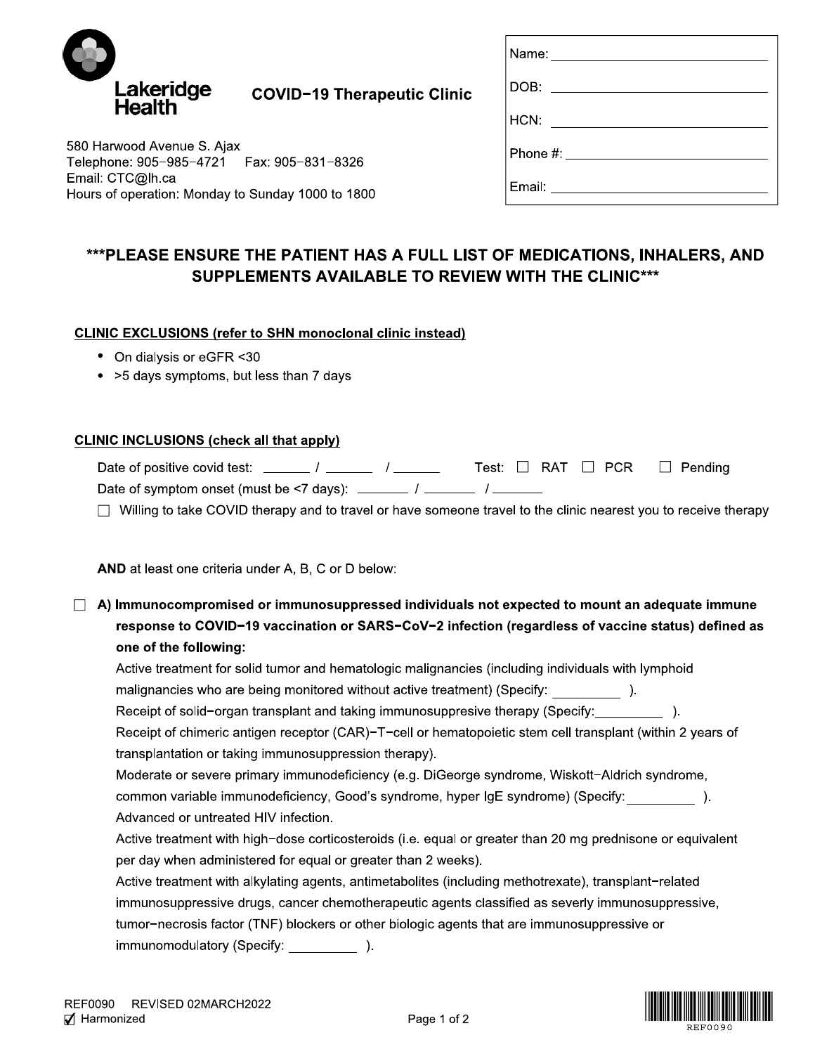Lakeridge Health

**COVID-19 Therapeutic Clinic**

580 Harwood Avenue S. Ajax
Telephone: 905-985-4721 Fax: 905-831-8326
Email: CTC@lh.ca
Hours of operation: Monday to Sunday 1000 to 1800

Name: ______________________

DOB: ______________________

HCN: ______________________

Phone #: ______________________

Email: ______________________

## ***PLEASE ENSURE THE PATIENT HAS A FULL LIST OF MEDICATIONS, INHALERS, AND SUPPLEMENTS AVAILABLE TO REVIEW WITH THE CLINIC***

**CLINIC EXCLUSIONS (refer to SHN monoclonal clinic instead)**

- On dialysis or eGFR <30
- >5 days symptoms, but less than 7 days

**CLINIC INCLUSIONS (check all that apply)**

Date of positive covid test: ______ / ______ / ______ Test: ☐ RAT ☐ PCR ☐ Pending

Date of symptom onset (must be <7 days): ______ / ______ / ______

☐ Willing to take COVID therapy and to travel or have someone travel to the clinic nearest you to receive therapy

**AND** at least one criteria under A, B, C or D below:

☐ **A) Immunocompromised or immunosuppressed individuals not expected to mount an adequate immune response to COVID-19 vaccination or SARS-CoV-2 infection (regardless of vaccine status) defined as one of the following:**

Active treatment for solid tumor and hematologic malignancies (including individuals with lymphoid malignancies who are being monitored without active treatment) (Specify: _________ ).

Receipt of solid-organ transplant and taking immunosuppresive therapy (Specify:_________ ).

Receipt of chimeric antigen receptor (CAR)-T-cell or hematopoietic stem cell transplant (within 2 years of transplantation or taking immunosuppression therapy).

Moderate or severe primary immunodeficiency (e.g. DiGeorge syndrome, Wiskott-Aldrich syndrome, common variable immunodeficiency, Good's syndrome, hyper IgE syndrome) (Specify: _________ ).

Advanced or untreated HIV infection.

Active treatment with high-dose corticosteroids (i.e. equal or greater than 20 mg prednisone or equivalent per day when administered for equal or greater than 2 weeks).

Active treatment with alkylating agents, antimetabolites (including methotrexate), transplant-related immunosuppressive drugs, cancer chemotherapeutic agents classified as severly immunosuppressive, tumor-necrosis factor (TNF) blockers or other biologic agents that are immunosuppressive or immunomodulatory (Specify: _________ ).

REF0090 REVISED 02MARCH2022
☑ Harmonized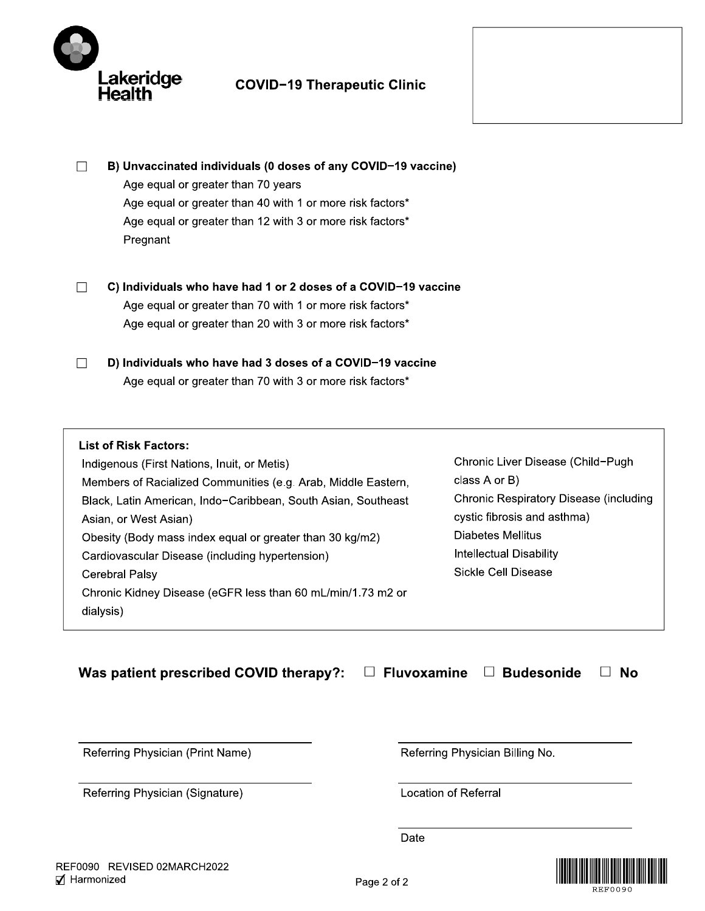Lakeridge Health

**COVID-19 Therapeutic Clinic**

☐ **B) Unvaccinated individuals (0 doses of any COVID-19 vaccine)**

Age equal or greater than 70 years
Age equal or greater than 40 with 1 or more risk factors*
Age equal or greater than 12 with 3 or more risk factors*
Pregnant

☐ **C) Individuals who have had 1 or 2 doses of a COVID-19 vaccine**

Age equal or greater than 70 with 1 or more risk factors*
Age equal or greater than 20 with 3 or more risk factors*

☐ **D) Individuals who have had 3 doses of a COVID-19 vaccine**

Age equal or greater than 70 with 3 or more risk factors*

**List of Risk Factors:**

Indigenous (First Nations, Inuit, or Metis)
Members of Racialized Communities (e.g. Arab, Middle Eastern, Black, Latin American, Indo-Caribbean, South Asian, Southeast Asian, or West Asian)
Obesity (Body mass index equal or greater than 30 kg/m2)
Cardiovascular Disease (including hypertension)
Cerebral Palsy
Chronic Kidney Disease (eGFR less than 60 mL/min/1.73 m2 or dialysis)
Chronic Liver Disease (Child-Pugh class A or B)
Chronic Respiratory Disease (including cystic fibrosis and asthma)
Diabetes Mellitus
Intellectual Disability
Sickle Cell Disease

**Was patient prescribed COVID therapy?:** ☐ **Fluvoxamine** ☐ **Budesonide** ☐ **No**

Referring Physician (Print Name) ____________________

Referring Physician Billing No. ____________________

Referring Physician (Signature) ____________________

Location of Referral ____________________

Date ____________________

REF0090 REVISED 02MARCH2022
☑ Harmonized

REF0090